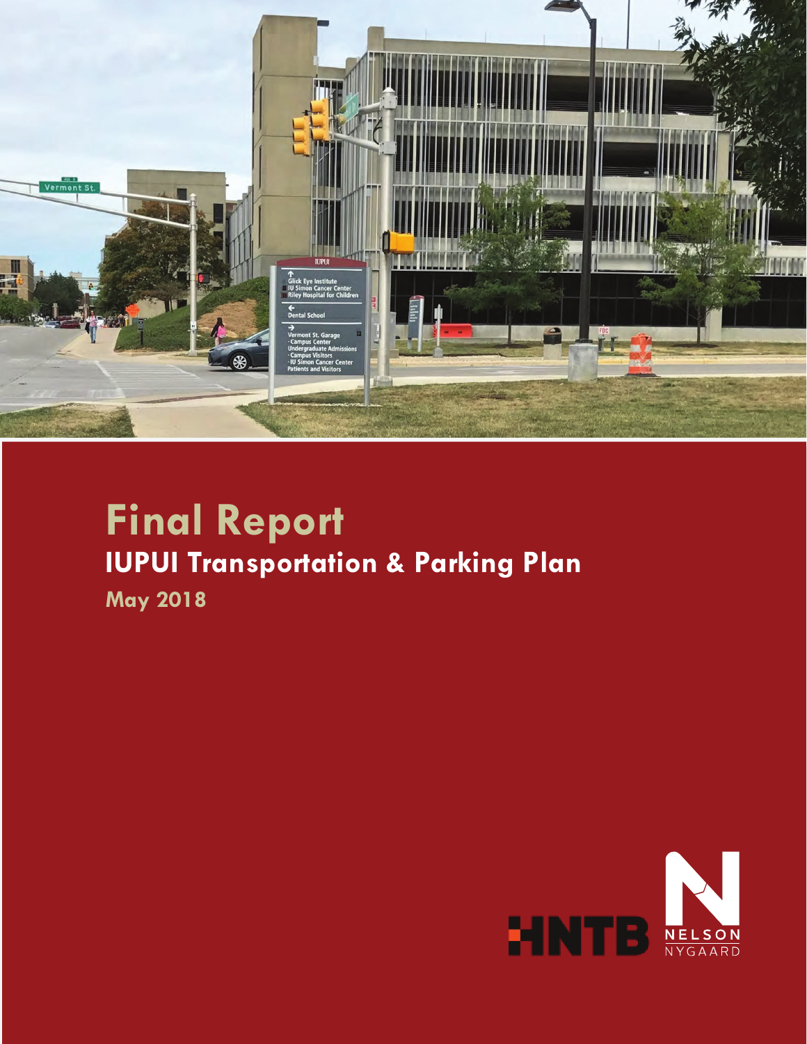# Final Report

## IUPUI Transportation & Parking Plan

**May 2018**

HNTB NELSON NYGAARD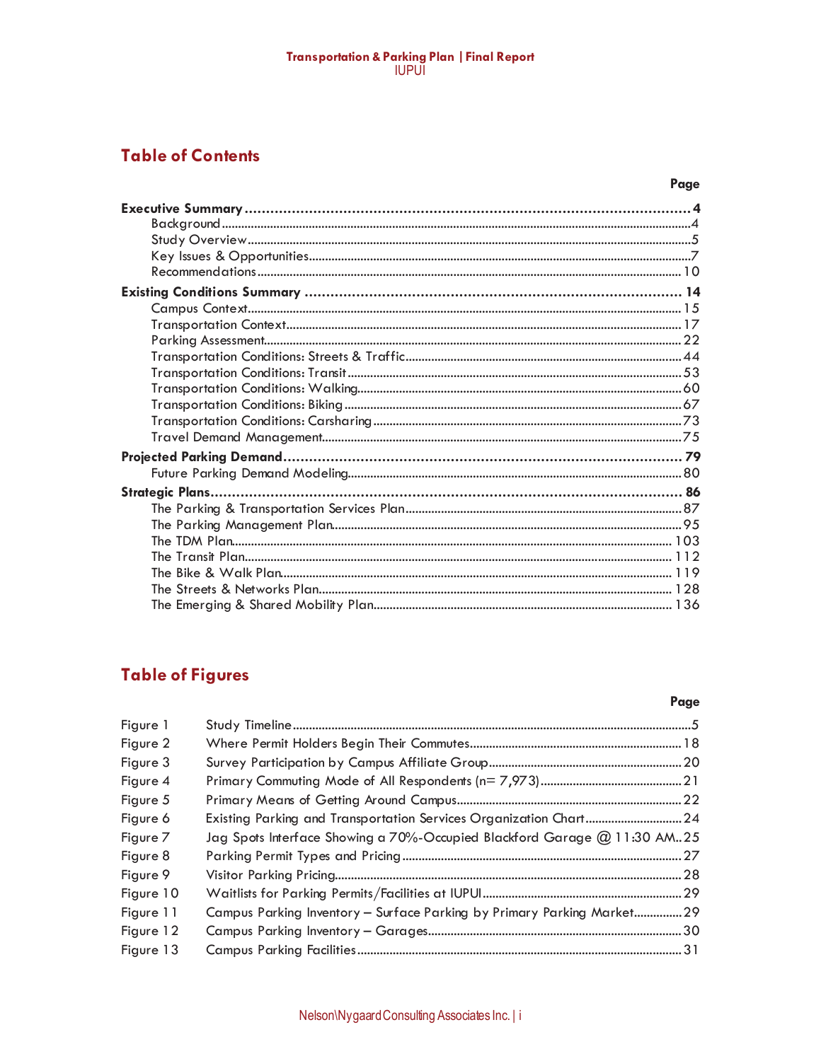## Table of Contents

| | Page |
|---|---|
| **Executive Summary** | **4** |
| Background | 4 |
| Study Overview | 5 |
| Key Issues & Opportunities | 7 |
| Recommendations | 10 |
| **Existing Conditions Summary** | **14** |
| Campus Context | 15 |
| Transportation Context | 17 |
| Parking Assessment | 22 |
| Transportation Conditions: Streets & Traffic | 44 |
| Transportation Conditions: Transit | 53 |
| Transportation Conditions: Walking | 60 |
| Transportation Conditions: Biking | 67 |
| Transportation Conditions: Carsharing | 73 |
| Travel Demand Management | 75 |
| **Projected Parking Demand** | **79** |
| Future Parking Demand Modeling | 80 |
| **Strategic Plans** | **86** |
| The Parking & Transportation Services Plan | 87 |
| The Parking Management Plan | 95 |
| The TDM Plan | 103 |
| The Transit Plan | 112 |
| The Bike & Walk Plan | 119 |
| The Streets & Networks Plan | 128 |
| The Emerging & Shared Mobility Plan | 136 |

## Table of Figures

| | | Page |
|---|---|---|
| Figure 1 | Study Timeline | 5 |
| Figure 2 | Where Permit Holders Begin Their Commutes | 18 |
| Figure 3 | Survey Participation by Campus Affiliate Group | 20 |
| Figure 4 | Primary Commuting Mode of All Respondents (n= 7,973) | 21 |
| Figure 5 | Primary Means of Getting Around Campus | 22 |
| Figure 6 | Existing Parking and Transportation Services Organization Chart | 24 |
| Figure 7 | Jag Spots Interface Showing a 70%-Occupied Blackford Garage @ 11:30 AM | 25 |
| Figure 8 | Parking Permit Types and Pricing | 27 |
| Figure 9 | Visitor Parking Pricing | 28 |
| Figure 10 | Waitlists for Parking Permits/Facilities at IUPUI | 29 |
| Figure 11 | Campus Parking Inventory – Surface Parking by Primary Parking Market | 29 |
| Figure 12 | Campus Parking Inventory – Garages | 30 |
| Figure 13 | Campus Parking Facilities | 31 |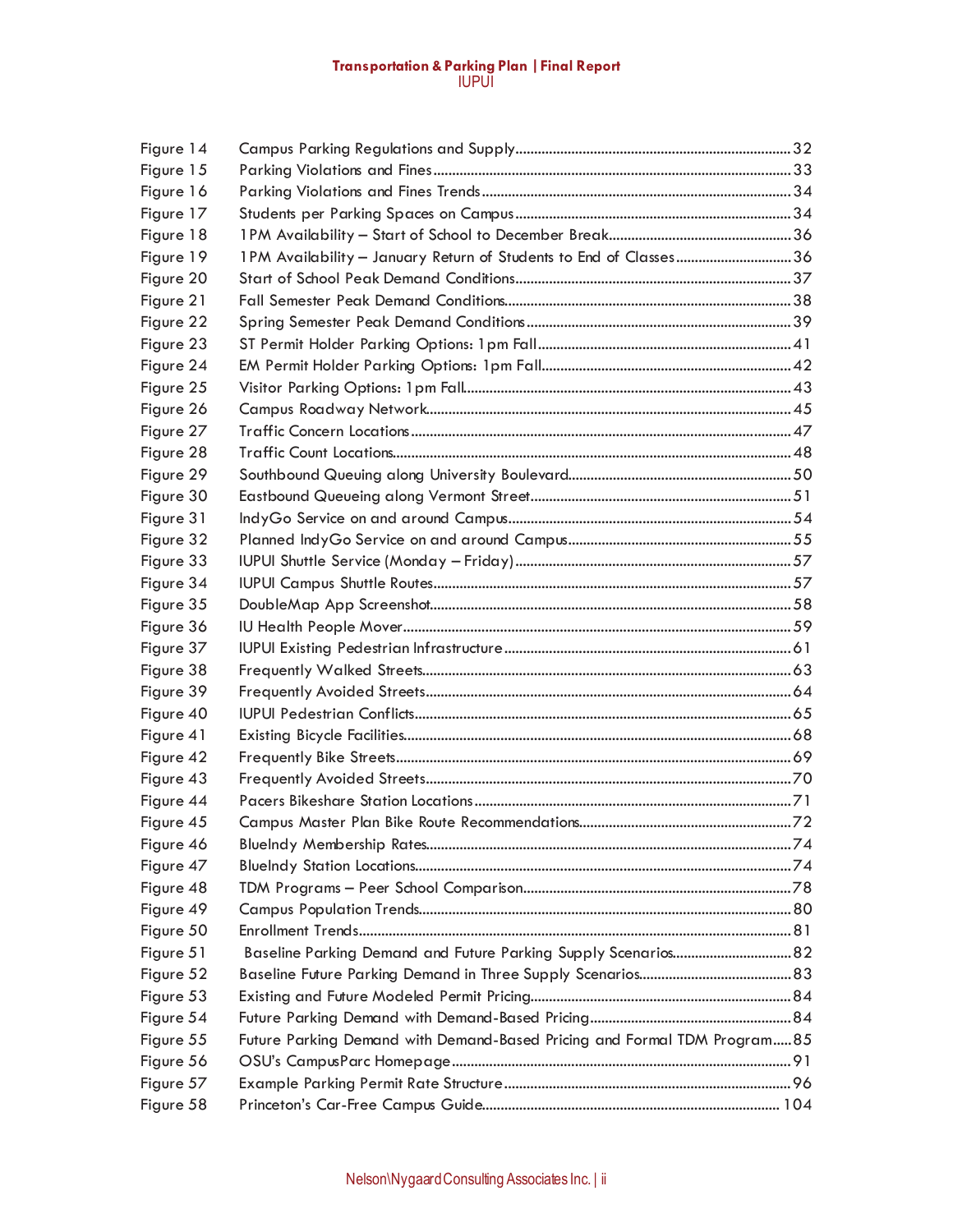| | | |
|---|---|---|
| Figure 14 | Campus Parking Regulations and Supply | 32 |
| Figure 15 | Parking Violations and Fines | 33 |
| Figure 16 | Parking Violations and Fines Trends | 34 |
| Figure 17 | Students per Parking Spaces on Campus | 34 |
| Figure 18 | 1PM Availability – Start of School to December Break | 36 |
| Figure 19 | 1PM Availability – January Return of Students to End of Classes | 36 |
| Figure 20 | Start of School Peak Demand Conditions | 37 |
| Figure 21 | Fall Semester Peak Demand Conditions | 38 |
| Figure 22 | Spring Semester Peak Demand Conditions | 39 |
| Figure 23 | ST Permit Holder Parking Options: 1pm Fall | 41 |
| Figure 24 | EM Permit Holder Parking Options: 1pm Fall | 42 |
| Figure 25 | Visitor Parking Options: 1pm Fall | 43 |
| Figure 26 | Campus Roadway Network | 45 |
| Figure 27 | Traffic Concern Locations | 47 |
| Figure 28 | Traffic Count Locations | 48 |
| Figure 29 | Southbound Queuing along University Boulevard | 50 |
| Figure 30 | Eastbound Queueing along Vermont Street | 51 |
| Figure 31 | IndyGo Service on and around Campus | 54 |
| Figure 32 | Planned IndyGo Service on and around Campus | 55 |
| Figure 33 | IUPUI Shuttle Service (Monday – Friday) | 57 |
| Figure 34 | IUPUI Campus Shuttle Routes | 57 |
| Figure 35 | DoubleMap App Screenshot | 58 |
| Figure 36 | IU Health People Mover | 59 |
| Figure 37 | IUPUI Existing Pedestrian Infrastructure | 61 |
| Figure 38 | Frequently Walked Streets | 63 |
| Figure 39 | Frequently Avoided Streets | 64 |
| Figure 40 | IUPUI Pedestrian Conflicts | 65 |
| Figure 41 | Existing Bicycle Facilities | 68 |
| Figure 42 | Frequently Bike Streets | 69 |
| Figure 43 | Frequently Avoided Streets | 70 |
| Figure 44 | Pacers Bikeshare Station Locations | 71 |
| Figure 45 | Campus Master Plan Bike Route Recommendations | 72 |
| Figure 46 | BlueIndy Membership Rates | 74 |
| Figure 47 | BlueIndy Station Locations | 74 |
| Figure 48 | TDM Programs – Peer School Comparison | 78 |
| Figure 49 | Campus Population Trends | 80 |
| Figure 50 | Enrollment Trends | 81 |
| Figure 51 | Baseline Parking Demand and Future Parking Supply Scenarios | 82 |
| Figure 52 | Baseline Future Parking Demand in Three Supply Scenarios | 83 |
| Figure 53 | Existing and Future Modeled Permit Pricing | 84 |
| Figure 54 | Future Parking Demand with Demand-Based Pricing | 84 |
| Figure 55 | Future Parking Demand with Demand-Based Pricing and Formal TDM Program | 85 |
| Figure 56 | OSU's CampusParc Homepage | 91 |
| Figure 57 | Example Parking Permit Rate Structure | 96 |
| Figure 58 | Princeton's Car-Free Campus Guide | 104 |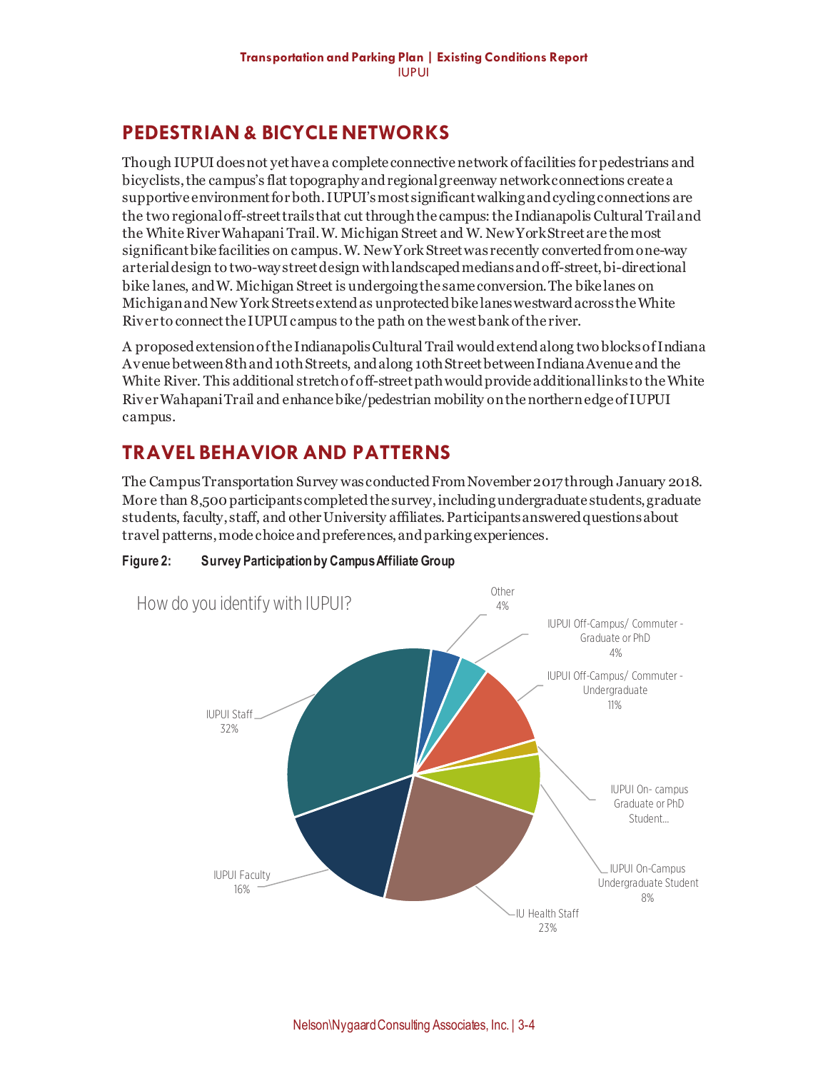## PEDESTRIAN & BICYCLE NETWORKS

Though IUPUI does not yet have a complete connective network of facilities for pedestrians and bicyclists, the campus's flat topography and regional greenway network connections create a supportive environment for both. IUPUI's most significant walking and cycling connections are the two regional off-street trails that cut through the campus: the Indianapolis Cultural Trail and the White River Wahapani Trail. W. Michigan Street and W. New York Street are the most significant bike facilities on campus. W. New York Street was recently converted from one-way arterial design to two-way street design with landscaped medians and off-street, bi-directional bike lanes, and W. Michigan Street is undergoing the same conversion. The bike lanes on Michigan and New York Streets extend as unprotected bike lanes westward across the White River to connect the IUPUI campus to the path on the west bank of the river.

A proposed extension of the Indianapolis Cultural Trail would extend along two blocks of Indiana Avenue between 8th and 10th Streets, and along 10th Street between Indiana Avenue and the White River. This additional stretch of off-street path would provide additional links to the White River Wahapani Trail and enhance bike/pedestrian mobility on the northern edge of IUPUI campus.

## TRAVEL BEHAVIOR AND PATTERNS

The Campus Transportation Survey was conducted From November 2017 through January 2018. More than 8,500 participants completed the survey, including undergraduate students, graduate students, faculty, staff, and other University affiliates. Participants answered questions about travel patterns, mode choice and preferences, and parking experiences.

**Figure 2: Survey Participation by Campus Affiliate Group**

How do you identify with IUPUI?

| Group | Share |
|---|---|
| IUPUI Staff | 32% |
| IU Health Staff | 23% |
| IUPUI Faculty | 16% |
| IUPUI Off-Campus/ Commuter - Undergraduate | 11% |
| IUPUI On-Campus Undergraduate Student | 8% |
| IUPUI Off-Campus/ Commuter - Graduate or PhD | 4% |
| Other | 4% |
| IUPUI On- campus Graduate or PhD Student... | |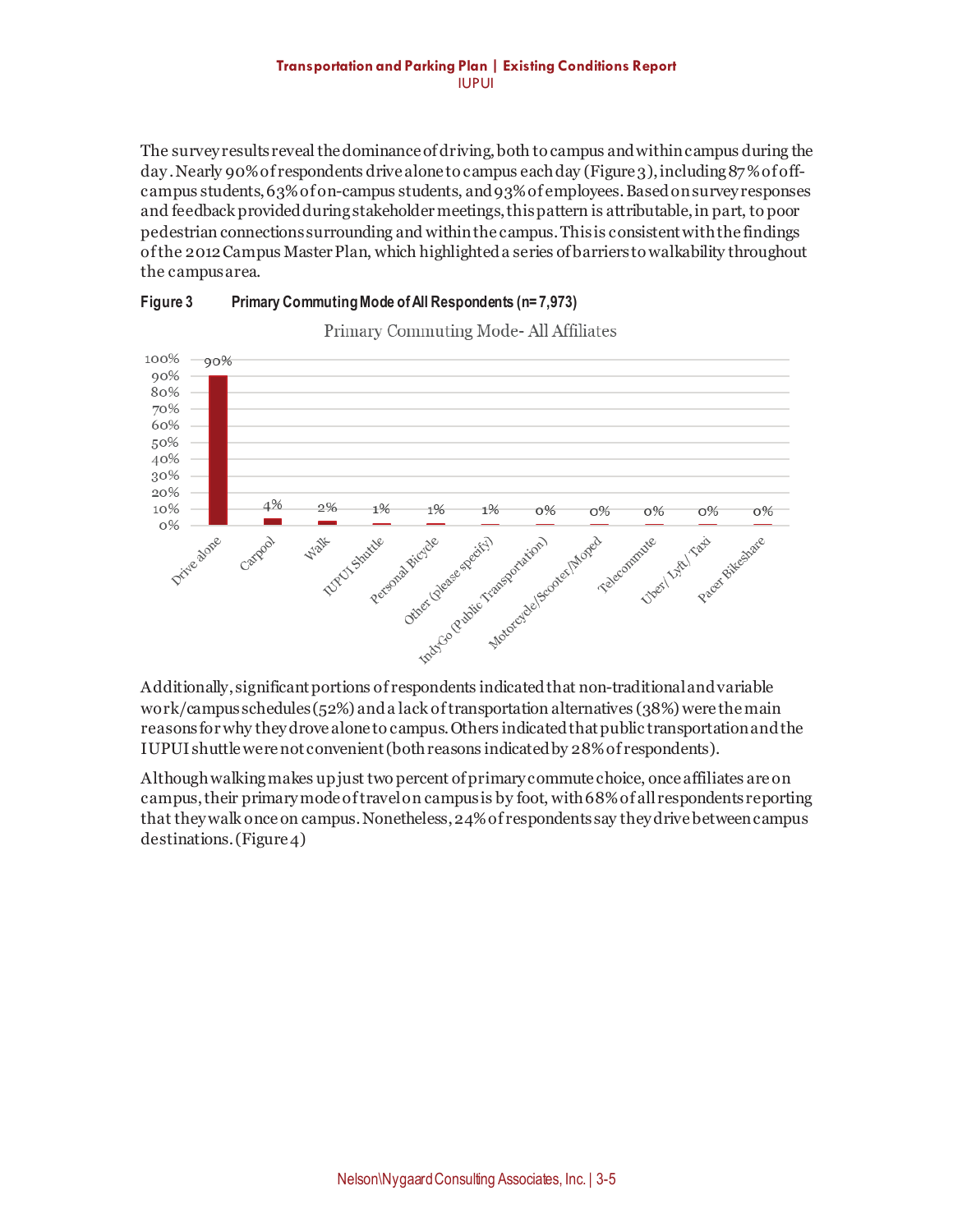The survey results reveal the dominance of driving, both to campus and within campus during the day. Nearly 90% of respondents drive alone to campus each day (Figure 3), including 87% of off-campus students, 63% of on-campus students, and 93% of employees. Based on survey responses and feedback provided during stakeholder meetings, this pattern is attributable, in part, to poor pedestrian connections surrounding and within the campus. This is consistent with the findings of the 2012 Campus Master Plan, which highlighted a series of barriers to walkability throughout the campus area.

**Figure 3 Primary Commuting Mode of All Respondents (n=7,973)**

Primary Commuting Mode- All Affiliates

| Mode | Percent |
| --- | --- |
| Drive alone | 90% |
| Carpool | 4% |
| Walk | 2% |
| IUPUI Shuttle | 1% |
| Personal Bicycle | 1% |
| Other (please specify) | 1% |
| IndyGo (Public Transportation) | 0% |
| Motorcycle/Scooter/Moped | 0% |
| Telecommute | 0% |
| Uber/ Lyft/ Taxi | 0% |
| Pacer Bikeshare | 0% |

Additionally, significant portions of respondents indicated that non-traditional and variable work/campus schedules (52%) and a lack of transportation alternatives (38%) were the main reasons for why they drove alone to campus. Others indicated that public transportation and the IUPUI shuttle were not convenient (both reasons indicated by 28% of respondents).

Although walking makes up just two percent of primary commute choice, once affiliates are on campus, their primary mode of travel on campus is by foot, with 68% of all respondents reporting that they walk once on campus. Nonetheless, 24% of respondents say they drive between campus destinations. (Figure 4)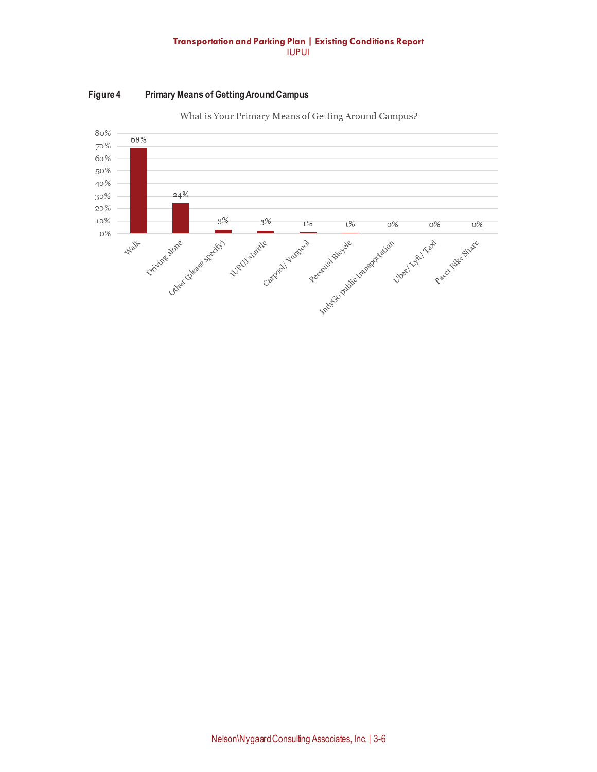**Figure 4 Primary Means of Getting Around Campus**

What is Your Primary Means of Getting Around Campus?

80%
70%
60%
50%
40%
30%
20%
10%
0%

68%
24%
3%
3%
1%
1%
0%
0%
0%

Walk
Driving alone
Other (please specify)
IUPUI shuttle
Carpool/ Vanpool
Personal Bicycle
IndyGo public transportation
Uber/ Lyft/ Taxi
Pacer Bike Share